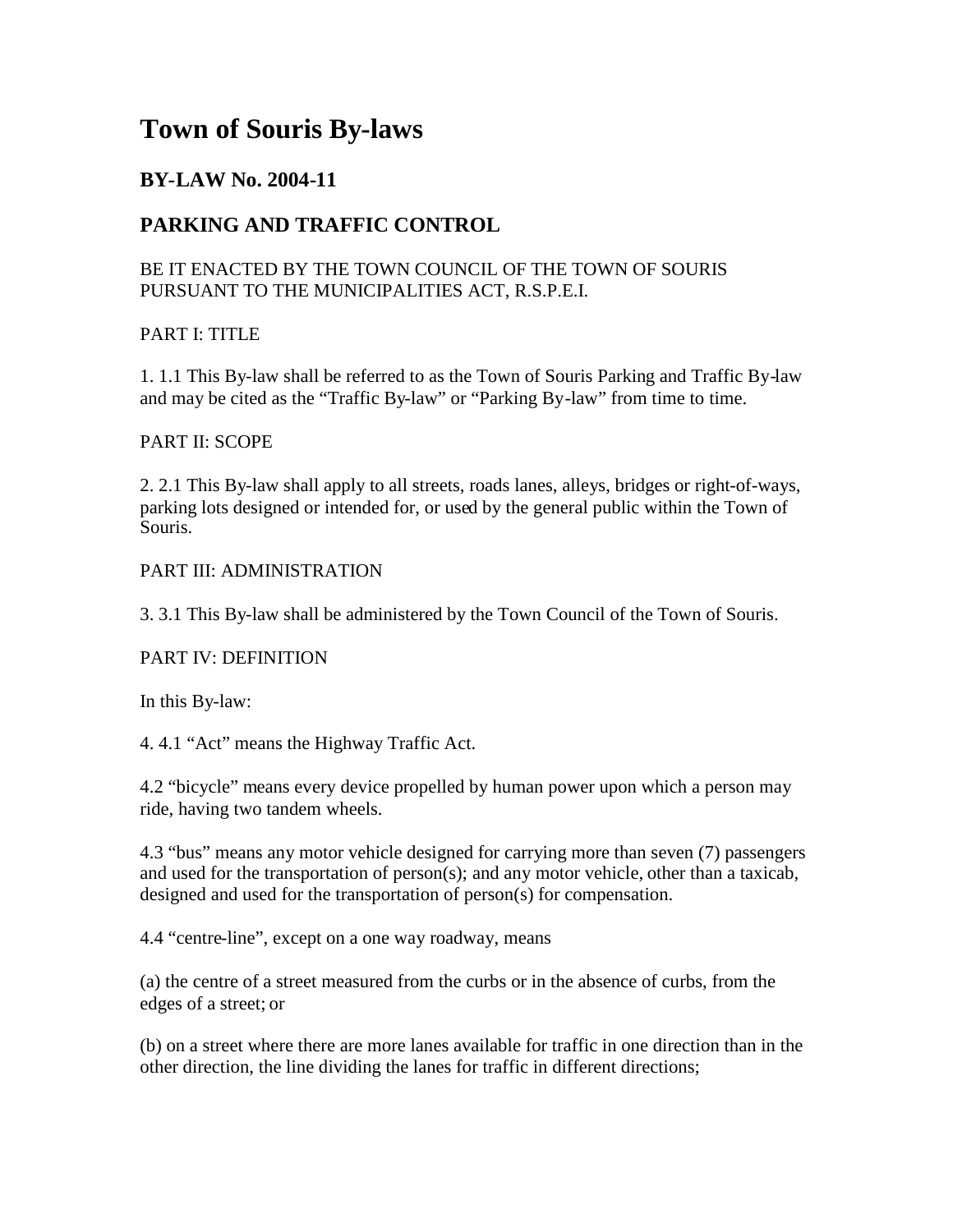# Town of Souris By-laws

## BY-LAW No. 2004-11

## PARKING AND TRAFFIC CONTROL

BE IT ENACTED BY THE TOWN COUNCIL OF THE TOWN OF SOURIS PURSUANT TO THE MUNICIPALITIES ACT, R.S.P.E.I.

PART I: TITLE

1. 1.1 This By-law shall be referred to as the Town of Souris Parking and Traffic By-law and may be cited as the "Traffic By-law" or "Parking By-law" from time to time.

PART II: SCOPE

2. 2.1 This By-law shall apply to all streets, roads lanes, alleys, bridges or right-of-ways, parking lots designed or intended for, or used by the general public within the Town of Souris.

PART III: ADMINISTRATION

3. 3.1 This By-law shall be administered by the Town Council of the Town of Souris.

PART IV: DEFINITION

In this By-law:

4. 4.1 "Act" means the Highway Traffic Act.

4.2 "bicycle" means every device propelled by human power upon which a person may ride, having two tandem wheels.

4.3 "bus" means any motor vehicle designed for carrying more than seven (7) passengers and used for the transportation of person(s); and any motor vehicle, other than a taxicab, designed and used for the transportation of person(s) for compensation.

4.4 "centre-line", except on a one way roadway, means

(a) the centre of a street measured from the curbs or in the absence of curbs, from the edges of a street; or

(b) on a street where there are more lanes available for traffic in one direction than in the other direction, the line dividing the lanes for traffic in different directions;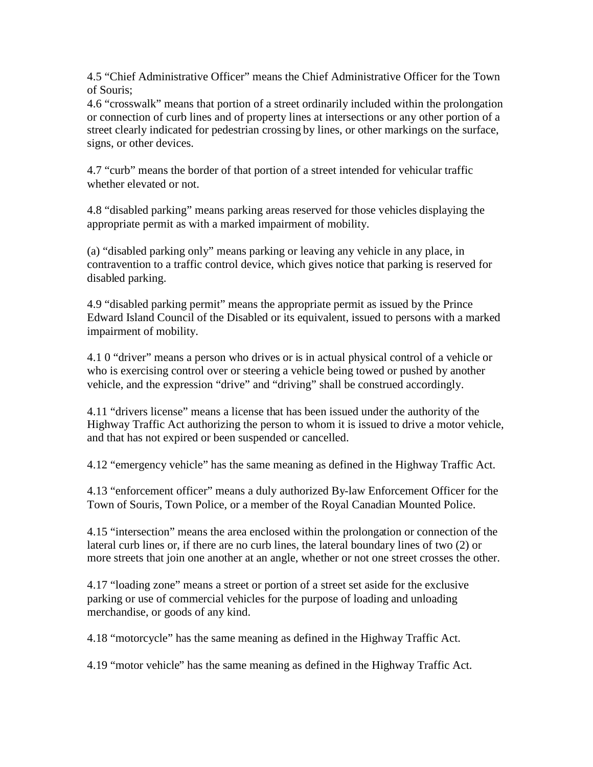4.5 “Chief Administrative Officer” means the Chief Administrative Officer for the Town of Souris;
4.6 “crosswalk” means that portion of a street ordinarily included within the prolongation or connection of curb lines and of property lines at intersections or any other portion of a street clearly indicated for pedestrian crossing by lines, or other markings on the surface, signs, or other devices.

4.7 “curb” means the border of that portion of a street intended for vehicular traffic whether elevated or not.

4.8 “disabled parking” means parking areas reserved for those vehicles displaying the appropriate permit as with a marked impairment of mobility.

(a) “disabled parking only” means parking or leaving any vehicle in any place, in contravention to a traffic control device, which gives notice that parking is reserved for disabled parking.

4.9 “disabled parking permit” means the appropriate permit as issued by the Prince Edward Island Council of the Disabled or its equivalent, issued to persons with a marked impairment of mobility.

4.1 0 “driver” means a person who drives or is in actual physical control of a vehicle or who is exercising control over or steering a vehicle being towed or pushed by another vehicle, and the expression “drive” and “driving” shall be construed accordingly.

4.11 “drivers license” means a license that has been issued under the authority of the Highway Traffic Act authorizing the person to whom it is issued to drive a motor vehicle, and that has not expired or been suspended or cancelled.

4.12 “emergency vehicle” has the same meaning as defined in the Highway Traffic Act.

4.13 “enforcement officer” means a duly authorized By-law Enforcement Officer for the Town of Souris, Town Police, or a member of the Royal Canadian Mounted Police.

4.15 “intersection” means the area enclosed within the prolongation or connection of the lateral curb lines or, if there are no curb lines, the lateral boundary lines of two (2) or more streets that join one another at an angle, whether or not one street crosses the other.

4.17 “loading zone” means a street or portion of a street set aside for the exclusive parking or use of commercial vehicles for the purpose of loading and unloading merchandise, or goods of any kind.

4.18 “motorcycle” has the same meaning as defined in the Highway Traffic Act.

4.19 “motor vehicle” has the same meaning as defined in the Highway Traffic Act.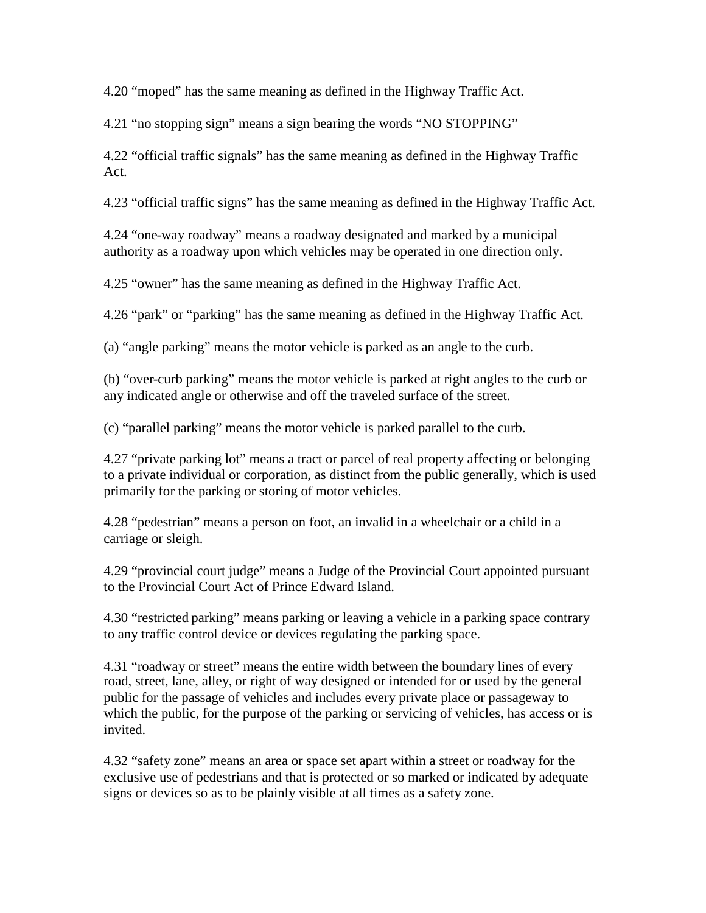4.20 “moped” has the same meaning as defined in the Highway Traffic Act.

4.21 “no stopping sign” means a sign bearing the words “NO STOPPING”

4.22 “official traffic signals” has the same meaning as defined in the Highway Traffic Act.

4.23 “official traffic signs” has the same meaning as defined in the Highway Traffic Act.

4.24 “one-way roadway” means a roadway designated and marked by a municipal authority as a roadway upon which vehicles may be operated in one direction only.

4.25 “owner” has the same meaning as defined in the Highway Traffic Act.

4.26 “park” or “parking” has the same meaning as defined in the Highway Traffic Act.

(a) “angle parking” means the motor vehicle is parked as an angle to the curb.

(b) “over-curb parking” means the motor vehicle is parked at right angles to the curb or any indicated angle or otherwise and off the traveled surface of the street.

(c) “parallel parking” means the motor vehicle is parked parallel to the curb.

4.27 “private parking lot” means a tract or parcel of real property affecting or belonging to a private individual or corporation, as distinct from the public generally, which is used primarily for the parking or storing of motor vehicles.

4.28 “pedestrian” means a person on foot, an invalid in a wheelchair or a child in a carriage or sleigh.

4.29 “provincial court judge” means a Judge of the Provincial Court appointed pursuant to the Provincial Court Act of Prince Edward Island.

4.30 “restricted parking” means parking or leaving a vehicle in a parking space contrary to any traffic control device or devices regulating the parking space.

4.31 “roadway or street” means the entire width between the boundary lines of every road, street, lane, alley, or right of way designed or intended for or used by the general public for the passage of vehicles and includes every private place or passageway to which the public, for the purpose of the parking or servicing of vehicles, has access or is invited.

4.32 “safety zone” means an area or space set apart within a street or roadway for the exclusive use of pedestrians and that is protected or so marked or indicated by adequate signs or devices so as to be plainly visible at all times as a safety zone.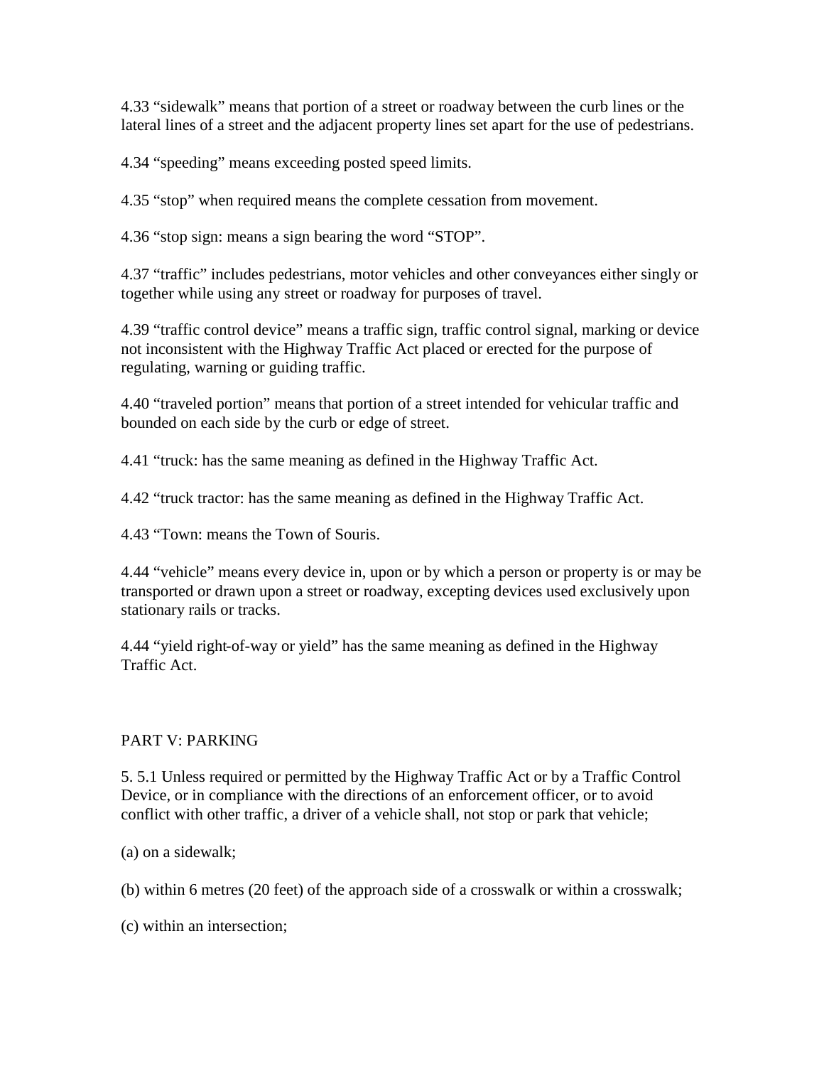4.33 “sidewalk” means that portion of a street or roadway between the curb lines or the lateral lines of a street and the adjacent property lines set apart for the use of pedestrians.

4.34 “speeding” means exceeding posted speed limits.

4.35 “stop” when required means the complete cessation from movement.

4.36 “stop sign: means a sign bearing the word “STOP”.

4.37 “traffic” includes pedestrians, motor vehicles and other conveyances either singly or together while using any street or roadway for purposes of travel.

4.39 “traffic control device” means a traffic sign, traffic control signal, marking or device not inconsistent with the Highway Traffic Act placed or erected for the purpose of regulating, warning or guiding traffic.

4.40 “traveled portion” means that portion of a street intended for vehicular traffic and bounded on each side by the curb or edge of street.

4.41 “truck: has the same meaning as defined in the Highway Traffic Act.

4.42 “truck tractor: has the same meaning as defined in the Highway Traffic Act.

4.43 “Town: means the Town of Souris.

4.44 “vehicle” means every device in, upon or by which a person or property is or may be transported or drawn upon a street or roadway, excepting devices used exclusively upon stationary rails or tracks.

4.44 “yield right-of-way or yield” has the same meaning as defined in the Highway Traffic Act.

## PART V: PARKING

5. 5.1 Unless required or permitted by the Highway Traffic Act or by a Traffic Control Device, or in compliance with the directions of an enforcement officer, or to avoid conflict with other traffic, a driver of a vehicle shall, not stop or park that vehicle;

(a) on a sidewalk;

(b) within 6 metres (20 feet) of the approach side of a crosswalk or within a crosswalk;

(c) within an intersection;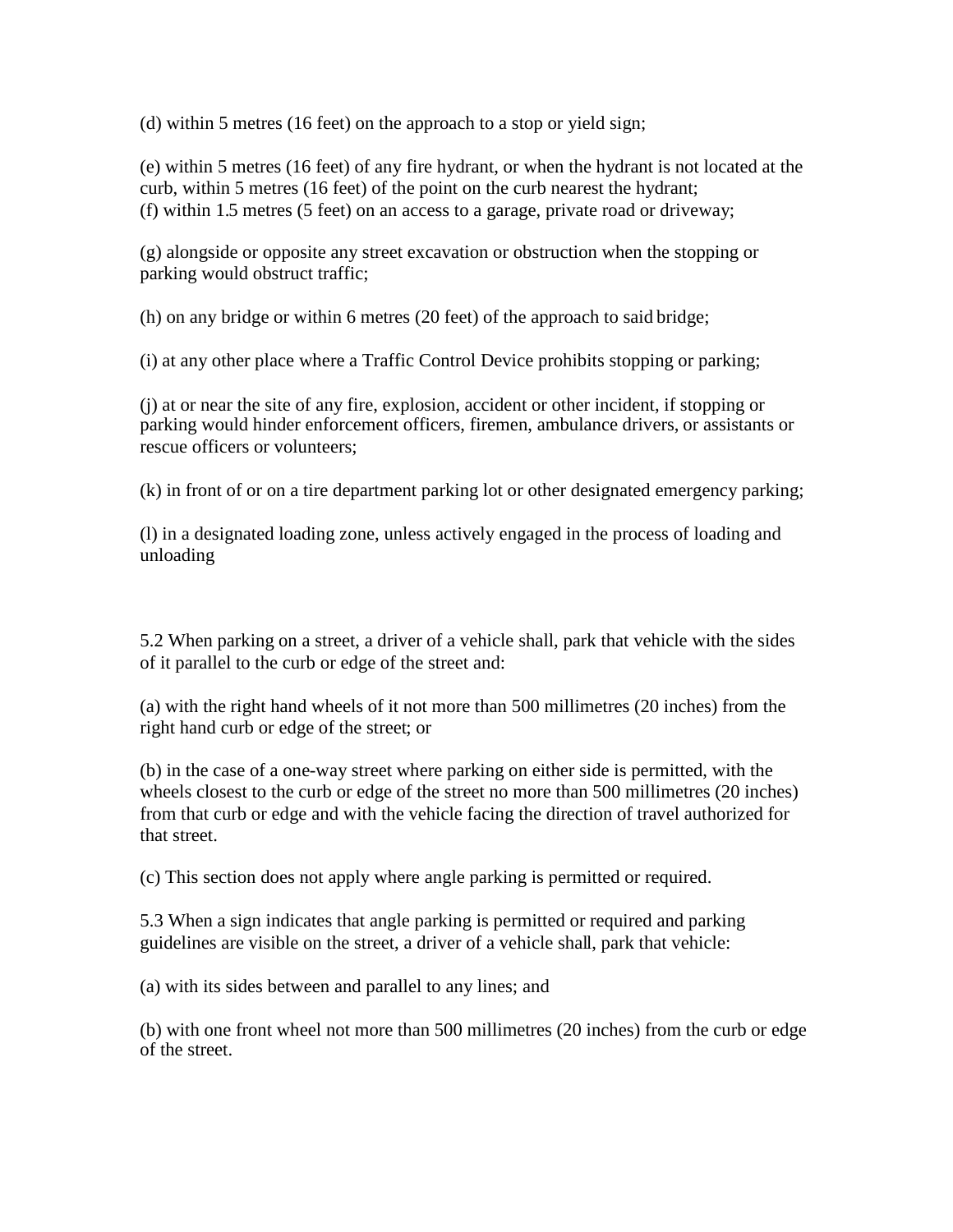(d) within 5 metres (16 feet) on the approach to a stop or yield sign;

(e) within 5 metres (16 feet) of any fire hydrant, or when the hydrant is not located at the curb, within 5 metres (16 feet) of the point on the curb nearest the hydrant;
(f) within 1.5 metres (5 feet) on an access to a garage, private road or driveway;

(g) alongside or opposite any street excavation or obstruction when the stopping or parking would obstruct traffic;

(h) on any bridge or within 6 metres (20 feet) of the approach to said bridge;

(i) at any other place where a Traffic Control Device prohibits stopping or parking;

(j) at or near the site of any fire, explosion, accident or other incident, if stopping or parking would hinder enforcement officers, firemen, ambulance drivers, or assistants or rescue officers or volunteers;

(k) in front of or on a tire department parking lot or other designated emergency parking;

(l) in a designated loading zone, unless actively engaged in the process of loading and unloading

5.2 When parking on a street, a driver of a vehicle shall, park that vehicle with the sides of it parallel to the curb or edge of the street and:

(a) with the right hand wheels of it not more than 500 millimetres (20 inches) from the right hand curb or edge of the street; or

(b) in the case of a one-way street where parking on either side is permitted, with the wheels closest to the curb or edge of the street no more than 500 millimetres (20 inches) from that curb or edge and with the vehicle facing the direction of travel authorized for that street.

(c) This section does not apply where angle parking is permitted or required.

5.3 When a sign indicates that angle parking is permitted or required and parking guidelines are visible on the street, a driver of a vehicle shall, park that vehicle:

(a) with its sides between and parallel to any lines; and

(b) with one front wheel not more than 500 millimetres (20 inches) from the curb or edge of the street.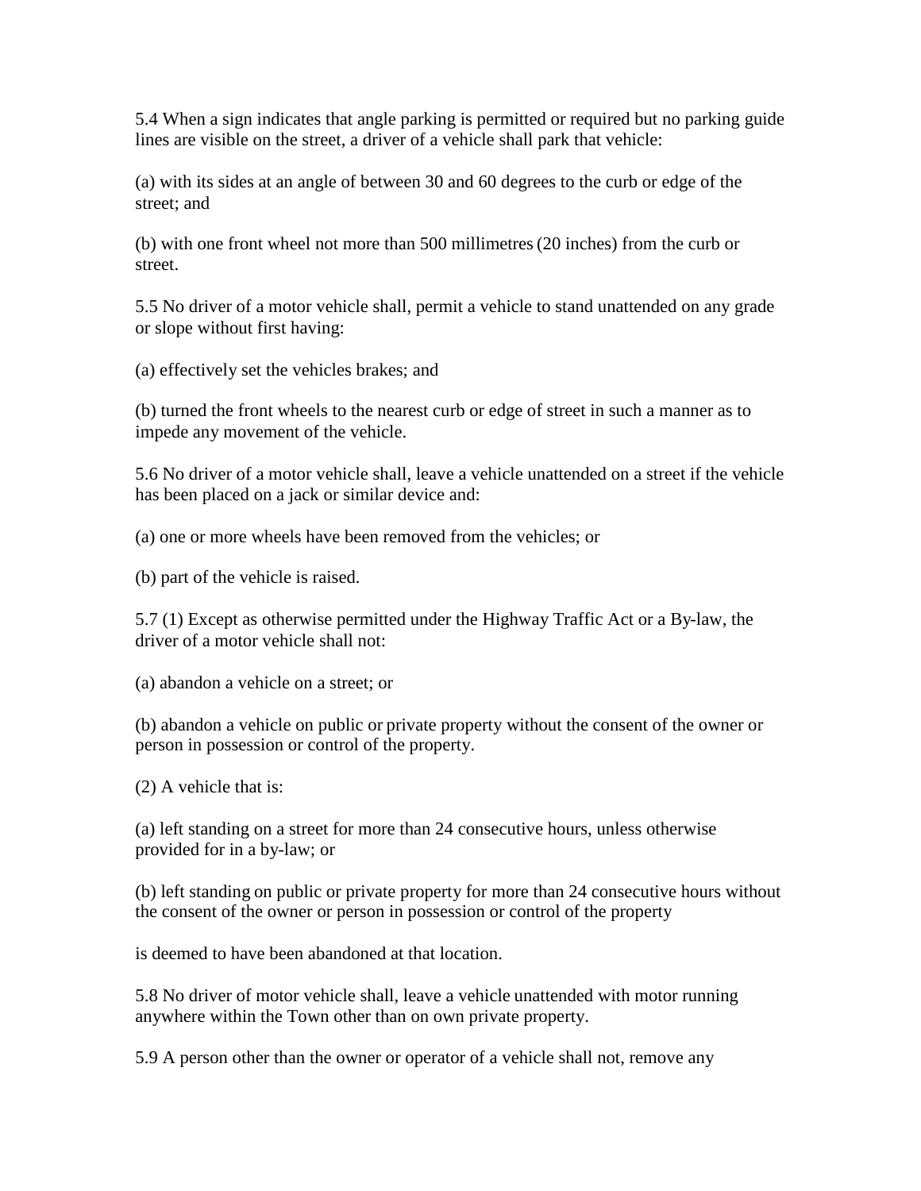5.4 When a sign indicates that angle parking is permitted or required but no parking guide lines are visible on the street, a driver of a vehicle shall park that vehicle:

(a) with its sides at an angle of between 30 and 60 degrees to the curb or edge of the street; and

(b) with one front wheel not more than 500 millimetres (20 inches) from the curb or street.

5.5 No driver of a motor vehicle shall, permit a vehicle to stand unattended on any grade or slope without first having:

(a) effectively set the vehicles brakes; and

(b) turned the front wheels to the nearest curb or edge of street in such a manner as to impede any movement of the vehicle.

5.6 No driver of a motor vehicle shall, leave a vehicle unattended on a street if the vehicle has been placed on a jack or similar device and:

(a) one or more wheels have been removed from the vehicles; or

(b) part of the vehicle is raised.

5.7 (1) Except as otherwise permitted under the Highway Traffic Act or a By-law, the driver of a motor vehicle shall not:

(a) abandon a vehicle on a street; or

(b) abandon a vehicle on public or private property without the consent of the owner or person in possession or control of the property.

(2) A vehicle that is:

(a) left standing on a street for more than 24 consecutive hours, unless otherwise provided for in a by-law; or

(b) left standing on public or private property for more than 24 consecutive hours without the consent of the owner or person in possession or control of the property

is deemed to have been abandoned at that location.

5.8 No driver of motor vehicle shall, leave a vehicle unattended with motor running anywhere within the Town other than on own private property.

5.9 A person other than the owner or operator of a vehicle shall not, remove any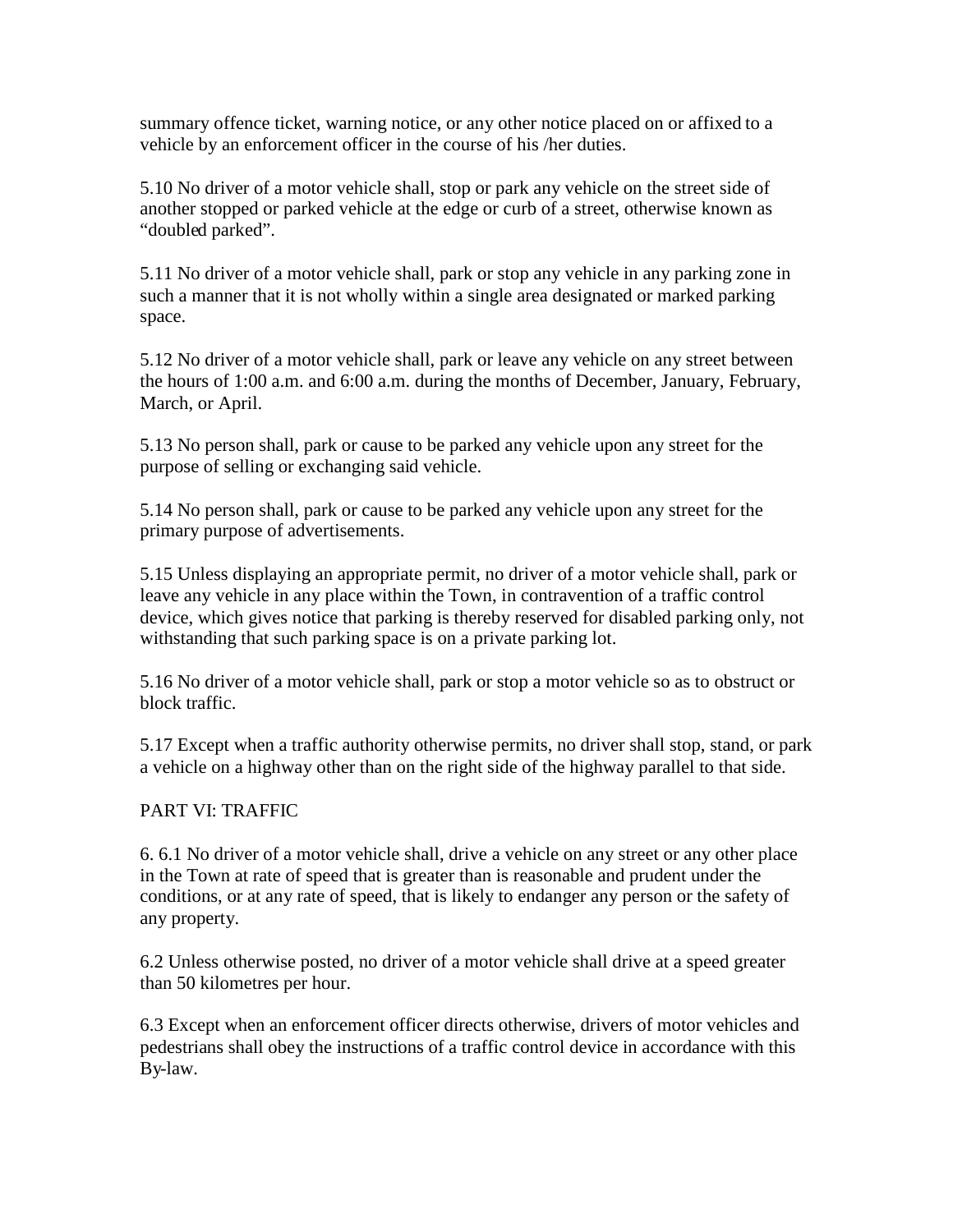summary offence ticket, warning notice, or any other notice placed on or affixed to a vehicle by an enforcement officer in the course of his /her duties.

5.10 No driver of a motor vehicle shall, stop or park any vehicle on the street side of another stopped or parked vehicle at the edge or curb of a street, otherwise known as "doubled parked".

5.11 No driver of a motor vehicle shall, park or stop any vehicle in any parking zone in such a manner that it is not wholly within a single area designated or marked parking space.

5.12 No driver of a motor vehicle shall, park or leave any vehicle on any street between the hours of 1:00 a.m. and 6:00 a.m. during the months of December, January, February, March, or April.

5.13 No person shall, park or cause to be parked any vehicle upon any street for the purpose of selling or exchanging said vehicle.

5.14 No person shall, park or cause to be parked any vehicle upon any street for the primary purpose of advertisements.

5.15 Unless displaying an appropriate permit, no driver of a motor vehicle shall, park or leave any vehicle in any place within the Town, in contravention of a traffic control device, which gives notice that parking is thereby reserved for disabled parking only, not withstanding that such parking space is on a private parking lot.

5.16 No driver of a motor vehicle shall, park or stop a motor vehicle so as to obstruct or block traffic.

5.17 Except when a traffic authority otherwise permits, no driver shall stop, stand, or park a vehicle on a highway other than on the right side of the highway parallel to that side.

## PART VI: TRAFFIC

6. 6.1 No driver of a motor vehicle shall, drive a vehicle on any street or any other place in the Town at rate of speed that is greater than is reasonable and prudent under the conditions, or at any rate of speed, that is likely to endanger any person or the safety of any property.

6.2 Unless otherwise posted, no driver of a motor vehicle shall drive at a speed greater than 50 kilometres per hour.

6.3 Except when an enforcement officer directs otherwise, drivers of motor vehicles and pedestrians shall obey the instructions of a traffic control device in accordance with this By-law.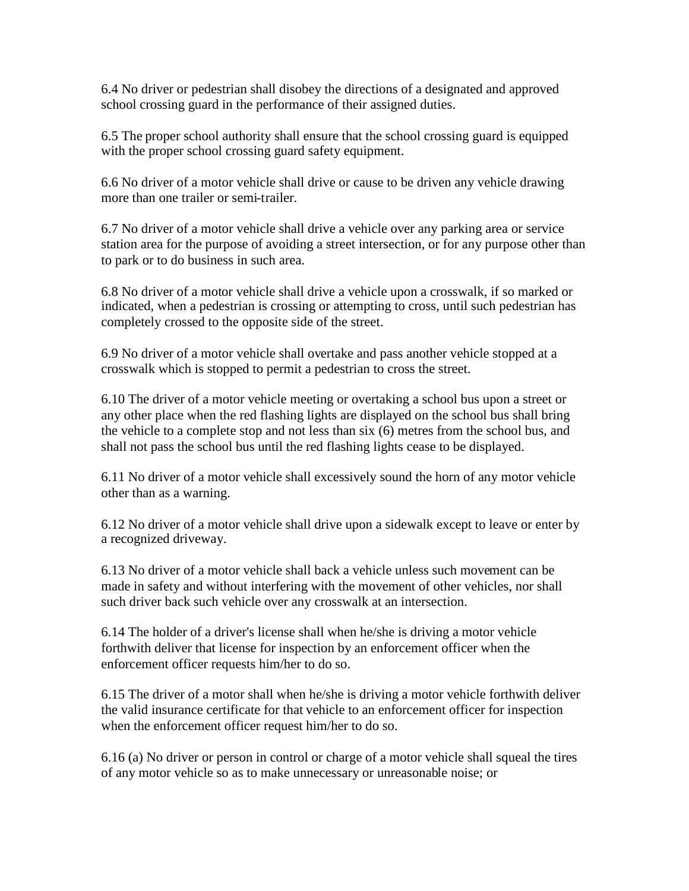6.4 No driver or pedestrian shall disobey the directions of a designated and approved school crossing guard in the performance of their assigned duties.

6.5 The proper school authority shall ensure that the school crossing guard is equipped with the proper school crossing guard safety equipment.

6.6 No driver of a motor vehicle shall drive or cause to be driven any vehicle drawing more than one trailer or semi-trailer.

6.7 No driver of a motor vehicle shall drive a vehicle over any parking area or service station area for the purpose of avoiding a street intersection, or for any purpose other than to park or to do business in such area.

6.8 No driver of a motor vehicle shall drive a vehicle upon a crosswalk, if so marked or indicated, when a pedestrian is crossing or attempting to cross, until such pedestrian has completely crossed to the opposite side of the street.

6.9 No driver of a motor vehicle shall overtake and pass another vehicle stopped at a crosswalk which is stopped to permit a pedestrian to cross the street.

6.10 The driver of a motor vehicle meeting or overtaking a school bus upon a street or any other place when the red flashing lights are displayed on the school bus shall bring the vehicle to a complete stop and not less than six (6) metres from the school bus, and shall not pass the school bus until the red flashing lights cease to be displayed.

6.11 No driver of a motor vehicle shall excessively sound the horn of any motor vehicle other than as a warning.

6.12 No driver of a motor vehicle shall drive upon a sidewalk except to leave or enter by a recognized driveway.

6.13 No driver of a motor vehicle shall back a vehicle unless such movement can be made in safety and without interfering with the movement of other vehicles, nor shall such driver back such vehicle over any crosswalk at an intersection.

6.14 The holder of a driver's license shall when he/she is driving a motor vehicle forthwith deliver that license for inspection by an enforcement officer when the enforcement officer requests him/her to do so.

6.15 The driver of a motor shall when he/she is driving a motor vehicle forthwith deliver the valid insurance certificate for that vehicle to an enforcement officer for inspection when the enforcement officer request him/her to do so.

6.16 (a) No driver or person in control or charge of a motor vehicle shall squeal the tires of any motor vehicle so as to make unnecessary or unreasonable noise; or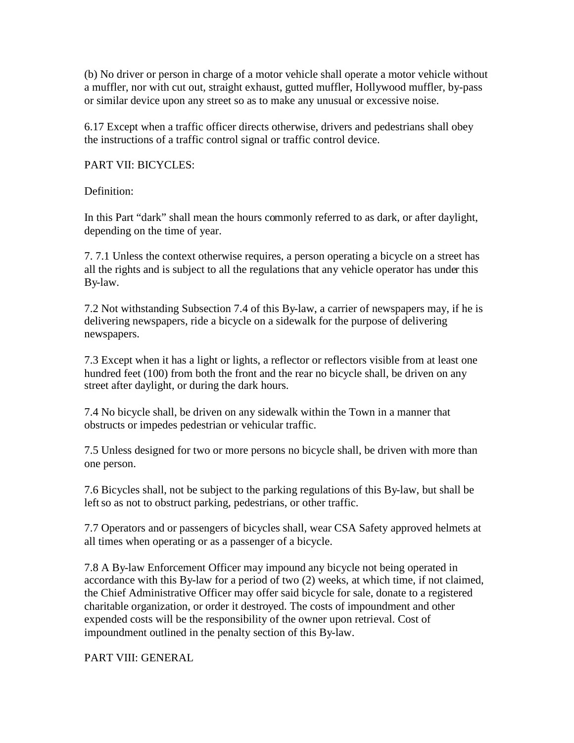(b) No driver or person in charge of a motor vehicle shall operate a motor vehicle without a muffler, nor with cut out, straight exhaust, gutted muffler, Hollywood muffler, by-pass or similar device upon any street so as to make any unusual or excessive noise.

6.17 Except when a traffic officer directs otherwise, drivers and pedestrians shall obey the instructions of a traffic control signal or traffic control device.

## PART VII: BICYCLES:

Definition:

In this Part "dark" shall mean the hours commonly referred to as dark, or after daylight, depending on the time of year.

7. 7.1 Unless the context otherwise requires, a person operating a bicycle on a street has all the rights and is subject to all the regulations that any vehicle operator has under this By-law.

7.2 Not withstanding Subsection 7.4 of this By-law, a carrier of newspapers may, if he is delivering newspapers, ride a bicycle on a sidewalk for the purpose of delivering newspapers.

7.3 Except when it has a light or lights, a reflector or reflectors visible from at least one hundred feet (100) from both the front and the rear no bicycle shall, be driven on any street after daylight, or during the dark hours.

7.4 No bicycle shall, be driven on any sidewalk within the Town in a manner that obstructs or impedes pedestrian or vehicular traffic.

7.5 Unless designed for two or more persons no bicycle shall, be driven with more than one person.

7.6 Bicycles shall, not be subject to the parking regulations of this By-law, but shall be left so as not to obstruct parking, pedestrians, or other traffic.

7.7 Operators and or passengers of bicycles shall, wear CSA Safety approved helmets at all times when operating or as a passenger of a bicycle.

7.8 A By-law Enforcement Officer may impound any bicycle not being operated in accordance with this By-law for a period of two (2) weeks, at which time, if not claimed, the Chief Administrative Officer may offer said bicycle for sale, donate to a registered charitable organization, or order it destroyed. The costs of impoundment and other expended costs will be the responsibility of the owner upon retrieval. Cost of impoundment outlined in the penalty section of this By-law.

## PART VIII: GENERAL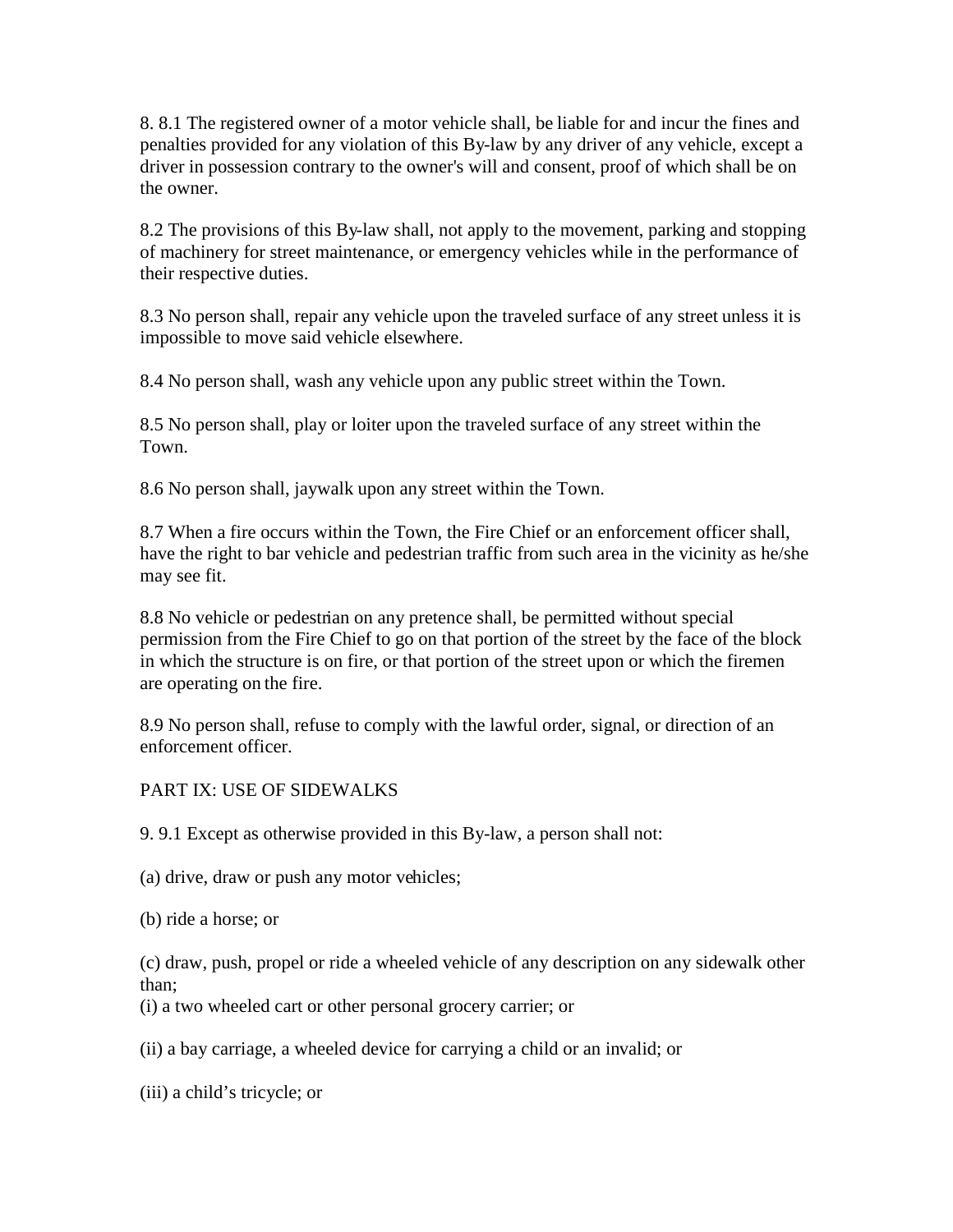8. 8.1 The registered owner of a motor vehicle shall, be liable for and incur the fines and penalties provided for any violation of this By-law by any driver of any vehicle, except a driver in possession contrary to the owner's will and consent, proof of which shall be on the owner.

8.2 The provisions of this By-law shall, not apply to the movement, parking and stopping of machinery for street maintenance, or emergency vehicles while in the performance of their respective duties.

8.3 No person shall, repair any vehicle upon the traveled surface of any street unless it is impossible to move said vehicle elsewhere.

8.4 No person shall, wash any vehicle upon any public street within the Town.

8.5 No person shall, play or loiter upon the traveled surface of any street within the Town.

8.6 No person shall, jaywalk upon any street within the Town.

8.7 When a fire occurs within the Town, the Fire Chief or an enforcement officer shall, have the right to bar vehicle and pedestrian traffic from such area in the vicinity as he/she may see fit.

8.8 No vehicle or pedestrian on any pretence shall, be permitted without special permission from the Fire Chief to go on that portion of the street by the face of the block in which the structure is on fire, or that portion of the street upon or which the firemen are operating on the fire.

8.9 No person shall, refuse to comply with the lawful order, signal, or direction of an enforcement officer.

PART IX: USE OF SIDEWALKS

9. 9.1 Except as otherwise provided in this By-law, a person shall not:

(a) drive, draw or push any motor vehicles;

(b) ride a horse; or

(c) draw, push, propel or ride a wheeled vehicle of any description on any sidewalk other than;
(i) a two wheeled cart or other personal grocery carrier; or

(ii) a bay carriage, a wheeled device for carrying a child or an invalid; or

(iii) a child’s tricycle; or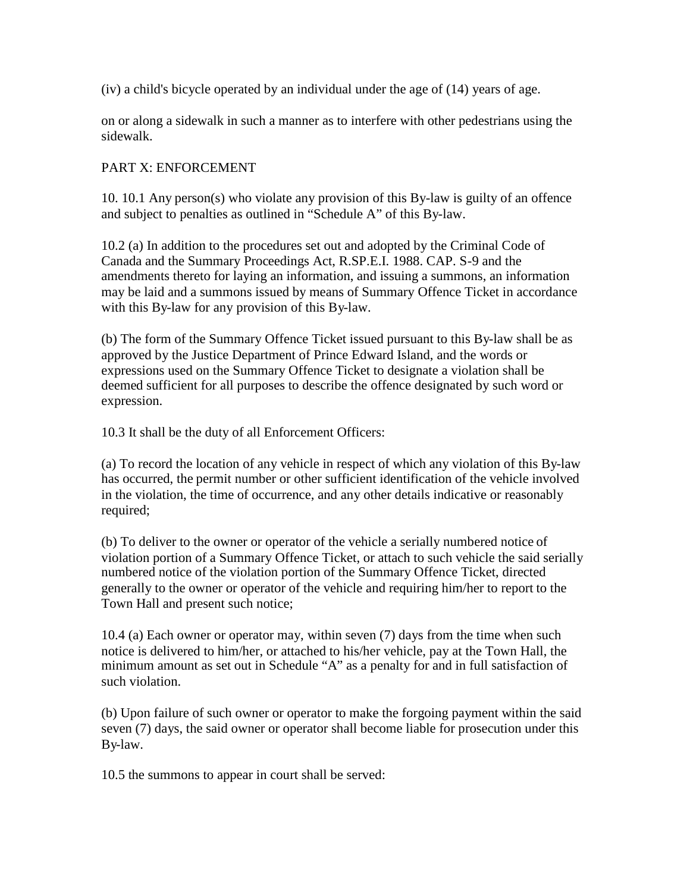(iv) a child's bicycle operated by an individual under the age of (14) years of age.

on or along a sidewalk in such a manner as to interfere with other pedestrians using the sidewalk.

PART X: ENFORCEMENT

10. 10.1 Any person(s) who violate any provision of this By-law is guilty of an offence and subject to penalties as outlined in “Schedule A” of this By-law.

10.2 (a) In addition to the procedures set out and adopted by the Criminal Code of Canada and the Summary Proceedings Act, R.SP.E.I. 1988. CAP. S-9 and the amendments thereto for laying an information, and issuing a summons, an information may be laid and a summons issued by means of Summary Offence Ticket in accordance with this By-law for any provision of this By-law.

(b) The form of the Summary Offence Ticket issued pursuant to this By-law shall be as approved by the Justice Department of Prince Edward Island, and the words or expressions used on the Summary Offence Ticket to designate a violation shall be deemed sufficient for all purposes to describe the offence designated by such word or expression.

10.3 It shall be the duty of all Enforcement Officers:

(a) To record the location of any vehicle in respect of which any violation of this By-law has occurred, the permit number or other sufficient identification of the vehicle involved in the violation, the time of occurrence, and any other details indicative or reasonably required;

(b) To deliver to the owner or operator of the vehicle a serially numbered notice of violation portion of a Summary Offence Ticket, or attach to such vehicle the said serially numbered notice of the violation portion of the Summary Offence Ticket, directed generally to the owner or operator of the vehicle and requiring him/her to report to the Town Hall and present such notice;

10.4 (a) Each owner or operator may, within seven (7) days from the time when such notice is delivered to him/her, or attached to his/her vehicle, pay at the Town Hall, the minimum amount as set out in Schedule “A” as a penalty for and in full satisfaction of such violation.

(b) Upon failure of such owner or operator to make the forgoing payment within the said seven (7) days, the said owner or operator shall become liable for prosecution under this By-law.

10.5 the summons to appear in court shall be served: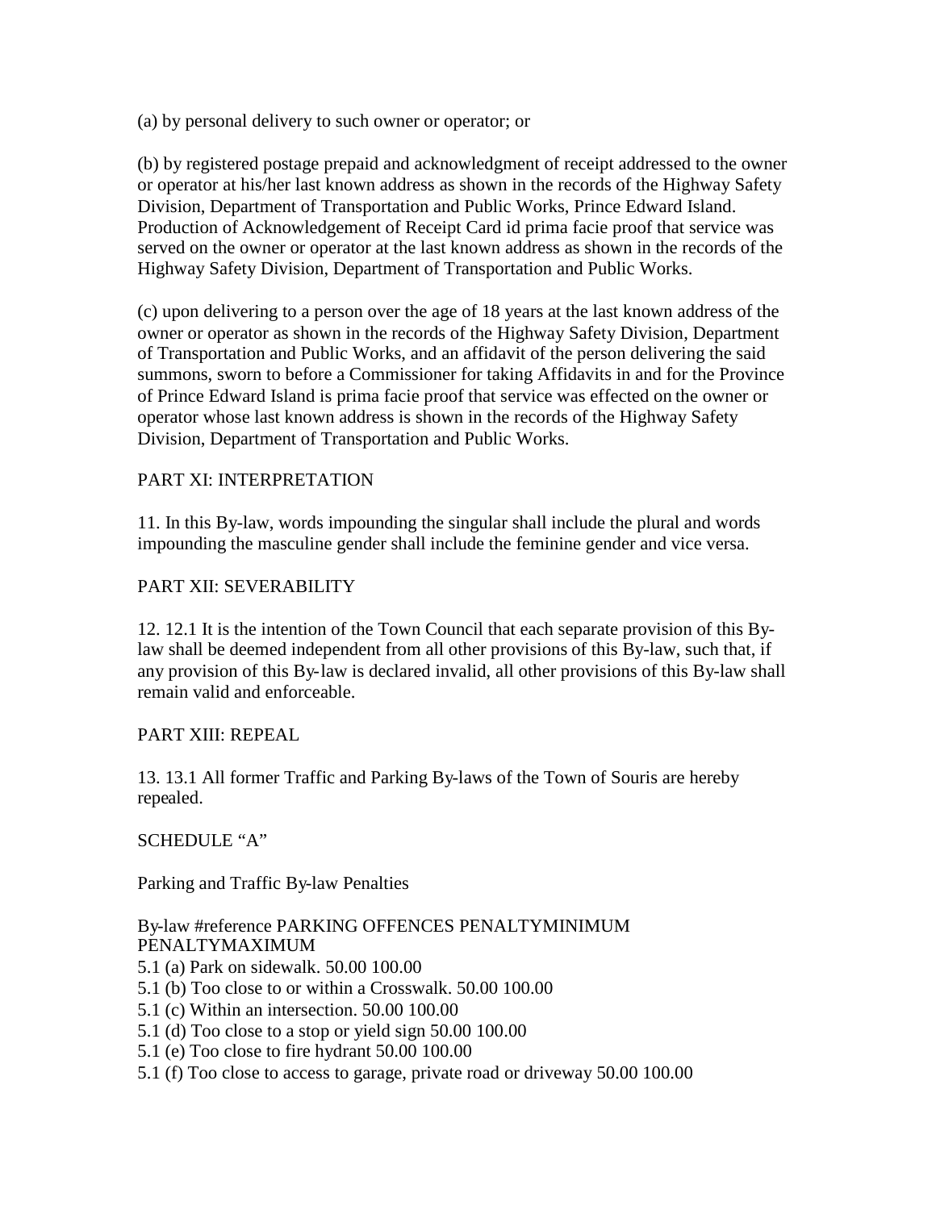(a) by personal delivery to such owner or operator; or

(b) by registered postage prepaid and acknowledgment of receipt addressed to the owner or operator at his/her last known address as shown in the records of the Highway Safety Division, Department of Transportation and Public Works, Prince Edward Island. Production of Acknowledgement of Receipt Card id prima facie proof that service was served on the owner or operator at the last known address as shown in the records of the Highway Safety Division, Department of Transportation and Public Works.

(c) upon delivering to a person over the age of 18 years at the last known address of the owner or operator as shown in the records of the Highway Safety Division, Department of Transportation and Public Works, and an affidavit of the person delivering the said summons, sworn to before a Commissioner for taking Affidavits in and for the Province of Prince Edward Island is prima facie proof that service was effected on the owner or operator whose last known address is shown in the records of the Highway Safety Division, Department of Transportation and Public Works.

PART XI: INTERPRETATION

11. In this By-law, words impounding the singular shall include the plural and words impounding the masculine gender shall include the feminine gender and vice versa.

PART XII: SEVERABILITY

12. 12.1 It is the intention of the Town Council that each separate provision of this By-law shall be deemed independent from all other provisions of this By-law, such that, if any provision of this By-law is declared invalid, all other provisions of this By-law shall remain valid and enforceable.

PART XIII: REPEAL

13. 13.1 All former Traffic and Parking By-laws of the Town of Souris are hereby repealed.

SCHEDULE "A"

Parking and Traffic By-law Penalties

| By-law #reference | PARKING OFFENCES | PENALTYMINIMUM | PENALTYMAXIMUM |
|---|---|---|---|
| 5.1 (a) | Park on sidewalk. | 50.00 | 100.00 |
| 5.1 (b) | Too close to or within a Crosswalk. | 50.00 | 100.00 |
| 5.1 (c) | Within an intersection. | 50.00 | 100.00 |
| 5.1 (d) | Too close to a stop or yield sign | 50.00 | 100.00 |
| 5.1 (e) | Too close to fire hydrant | 50.00 | 100.00 |
| 5.1 (f) | Too close to access to garage, private road or driveway | 50.00 | 100.00 |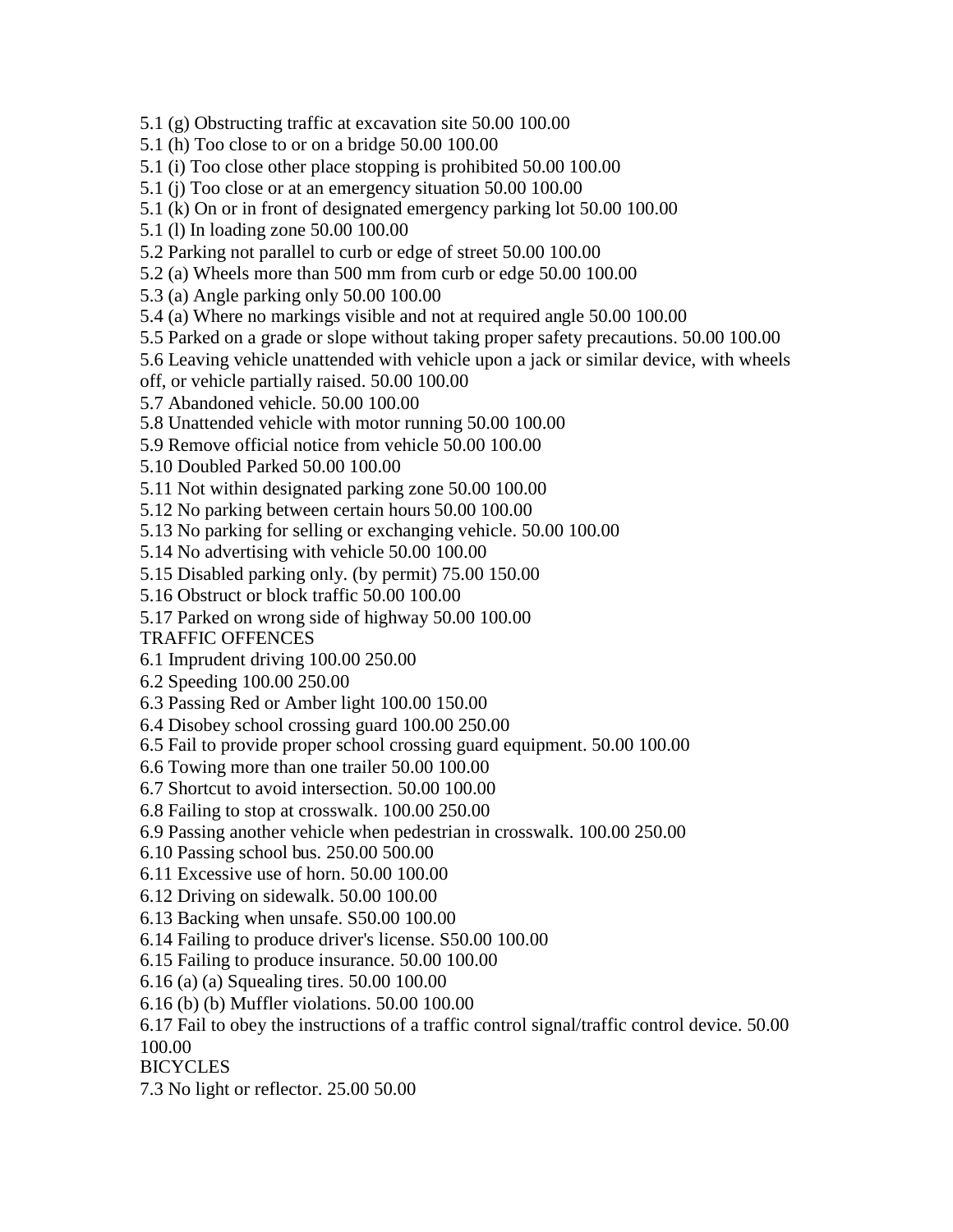5.1 (g) Obstructing traffic at excavation site 50.00 100.00

5.1 (h) Too close to or on a bridge 50.00 100.00

5.1 (i) Too close other place stopping is prohibited 50.00 100.00

5.1 (j) Too close or at an emergency situation 50.00 100.00

5.1 (k) On or in front of designated emergency parking lot 50.00 100.00

5.1 (l) In loading zone 50.00 100.00

5.2 Parking not parallel to curb or edge of street 50.00 100.00

5.2 (a) Wheels more than 500 mm from curb or edge 50.00 100.00

5.3 (a) Angle parking only 50.00 100.00

5.4 (a) Where no markings visible and not at required angle 50.00 100.00

5.5 Parked on a grade or slope without taking proper safety precautions. 50.00 100.00

5.6 Leaving vehicle unattended with vehicle upon a jack or similar device, with wheels off, or vehicle partially raised. 50.00 100.00

5.7 Abandoned vehicle. 50.00 100.00

5.8 Unattended vehicle with motor running 50.00 100.00

5.9 Remove official notice from vehicle 50.00 100.00

5.10 Doubled Parked 50.00 100.00

5.11 Not within designated parking zone 50.00 100.00

5.12 No parking between certain hours 50.00 100.00

5.13 No parking for selling or exchanging vehicle. 50.00 100.00

5.14 No advertising with vehicle 50.00 100.00

5.15 Disabled parking only. (by permit) 75.00 150.00

5.16 Obstruct or block traffic 50.00 100.00

5.17 Parked on wrong side of highway 50.00 100.00

TRAFFIC OFFENCES

6.1 Imprudent driving 100.00 250.00

6.2 Speeding 100.00 250.00

6.3 Passing Red or Amber light 100.00 150.00

6.4 Disobey school crossing guard 100.00 250.00

6.5 Fail to provide proper school crossing guard equipment. 50.00 100.00

6.6 Towing more than one trailer 50.00 100.00

6.7 Shortcut to avoid intersection. 50.00 100.00

6.8 Failing to stop at crosswalk. 100.00 250.00

6.9 Passing another vehicle when pedestrian in crosswalk. 100.00 250.00

6.10 Passing school bus. 250.00 500.00

6.11 Excessive use of horn. 50.00 100.00

6.12 Driving on sidewalk. 50.00 100.00

6.13 Backing when unsafe. S50.00 100.00

6.14 Failing to produce driver's license. S50.00 100.00

6.15 Failing to produce insurance. 50.00 100.00

6.16 (a) (a) Squealing tires. 50.00 100.00

6.16 (b) (b) Muffler violations. 50.00 100.00

6.17 Fail to obey the instructions of a traffic control signal/traffic control device. 50.00 100.00

BICYCLES

7.3 No light or reflector. 25.00 50.00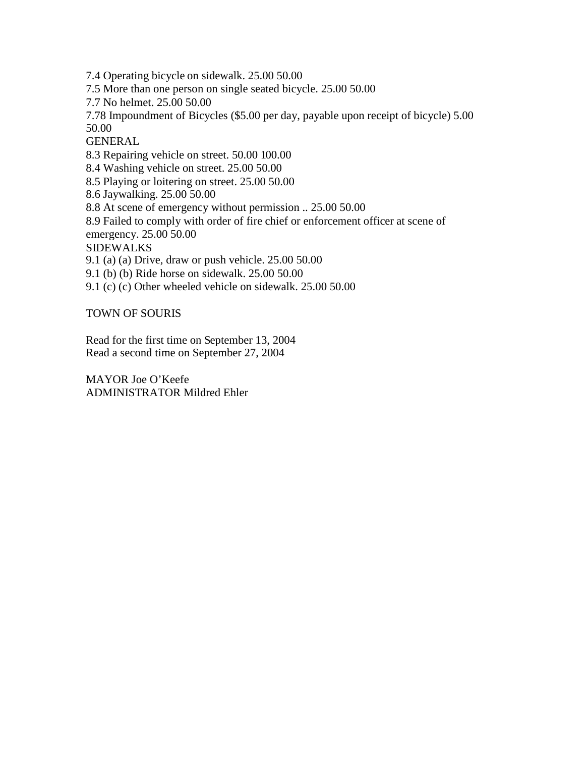7.4 Operating bicycle on sidewalk. 25.00 50.00

7.5 More than one person on single seated bicycle. 25.00 50.00

7.7 No helmet. 25.00 50.00

7.78 Impoundment of Bicycles ($5.00 per day, payable upon receipt of bicycle) 5.00 50.00

GENERAL

8.3 Repairing vehicle on street. 50.00 100.00

8.4 Washing vehicle on street. 25.00 50.00

8.5 Playing or loitering on street. 25.00 50.00

8.6 Jaywalking. 25.00 50.00

8.8 At scene of emergency without permission .. 25.00 50.00

8.9 Failed to comply with order of fire chief or enforcement officer at scene of emergency. 25.00 50.00

SIDEWALKS

9.1 (a) (a) Drive, draw or push vehicle. 25.00 50.00

9.1 (b) (b) Ride horse on sidewalk. 25.00 50.00

9.1 (c) (c) Other wheeled vehicle on sidewalk. 25.00 50.00

TOWN OF SOURIS

Read for the first time on September 13, 2004
Read a second time on September 27, 2004

MAYOR Joe O'Keefe
ADMINISTRATOR Mildred Ehler